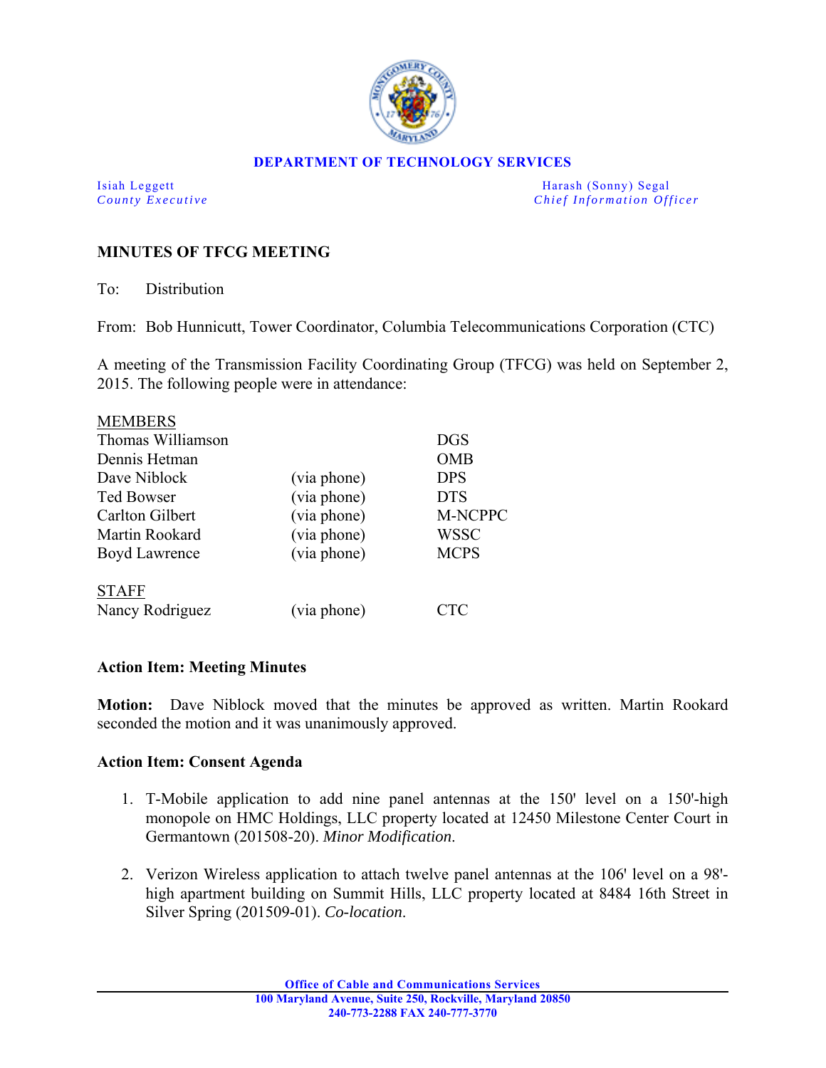**DEPARTMENT OF TECHNOLOGY SERVICES**

Isiah Leggett
*County Executive*

Harash (Sonny) Segal
*Chief Information Officer*

## MINUTES OF TFCG MEETING

To: Distribution

From: Bob Hunnicutt, Tower Coordinator, Columbia Telecommunications Corporation (CTC)

A meeting of the Transmission Facility Coordinating Group (TFCG) was held on September 2, 2015. The following people were in attendance:

| MEMBERS | | |
|---|---|---|
| Thomas Williamson | | DGS |
| Dennis Hetman | | OMB |
| Dave Niblock | (via phone) | DPS |
| Ted Bowser | (via phone) | DTS |
| Carlton Gilbert | (via phone) | M-NCPPC |
| Martin Rookard | (via phone) | WSSC |
| Boyd Lawrence | (via phone) | MCPS |
| **STAFF** | | |
| Nancy Rodriguez | (via phone) | CTC |

### Action Item: Meeting Minutes

**Motion:** Dave Niblock moved that the minutes be approved as written. Martin Rookard seconded the motion and it was unanimously approved.

### Action Item: Consent Agenda

1. T-Mobile application to add nine panel antennas at the 150' level on a 150'-high monopole on HMC Holdings, LLC property located at 12450 Milestone Center Court in Germantown (201508-20). *Minor Modification.*

2. Verizon Wireless application to attach twelve panel antennas at the 106' level on a 98'-high apartment building on Summit Hills, LLC property located at 8484 16th Street in Silver Spring (201509-01). *Co-location.*

**Office of Cable and Communications Services**
**100 Maryland Avenue, Suite 250, Rockville, Maryland 20850**
**240-773-2288 FAX 240-777-3770**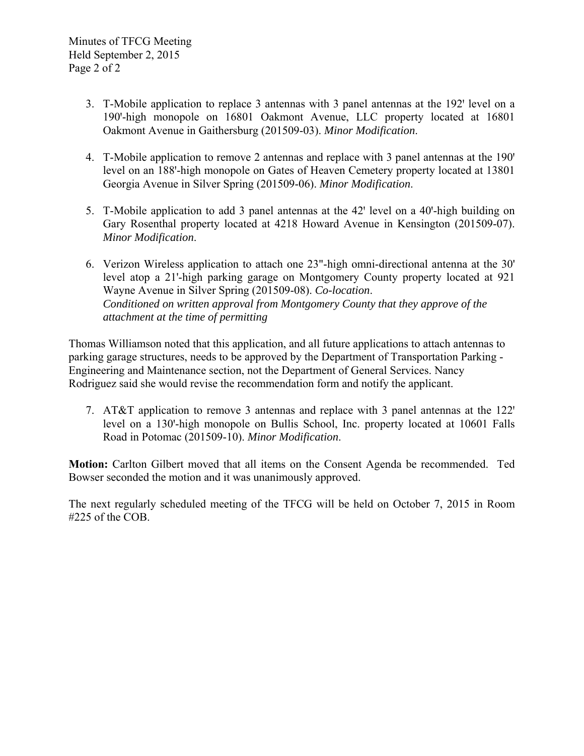3. T-Mobile application to replace 3 antennas with 3 panel antennas at the 192' level on a 190'-high monopole on 16801 Oakmont Avenue, LLC property located at 16801 Oakmont Avenue in Gaithersburg (201509-03). *Minor Modification*.

4. T-Mobile application to remove 2 antennas and replace with 3 panel antennas at the 190' level on an 188'-high monopole on Gates of Heaven Cemetery property located at 13801 Georgia Avenue in Silver Spring (201509-06). *Minor Modification*.

5. T-Mobile application to add 3 panel antennas at the 42' level on a 40'-high building on Gary Rosenthal property located at 4218 Howard Avenue in Kensington (201509-07). *Minor Modification*.

6. Verizon Wireless application to attach one 23"-high omni-directional antenna at the 30' level atop a 21'-high parking garage on Montgomery County property located at 921 Wayne Avenue in Silver Spring (201509-08). *Co-location*.
   *Conditioned on written approval from Montgomery County that they approve of the attachment at the time of permitting*

Thomas Williamson noted that this application, and all future applications to attach antennas to parking garage structures, needs to be approved by the Department of Transportation Parking - Engineering and Maintenance section, not the Department of General Services. Nancy Rodriguez said she would revise the recommendation form and notify the applicant.

7. AT&T application to remove 3 antennas and replace with 3 panel antennas at the 122' level on a 130'-high monopole on Bullis School, Inc. property located at 10601 Falls Road in Potomac (201509-10). *Minor Modification*.

**Motion:** Carlton Gilbert moved that all items on the Consent Agenda be recommended. Ted Bowser seconded the motion and it was unanimously approved.

The next regularly scheduled meeting of the TFCG will be held on October 7, 2015 in Room #225 of the COB.